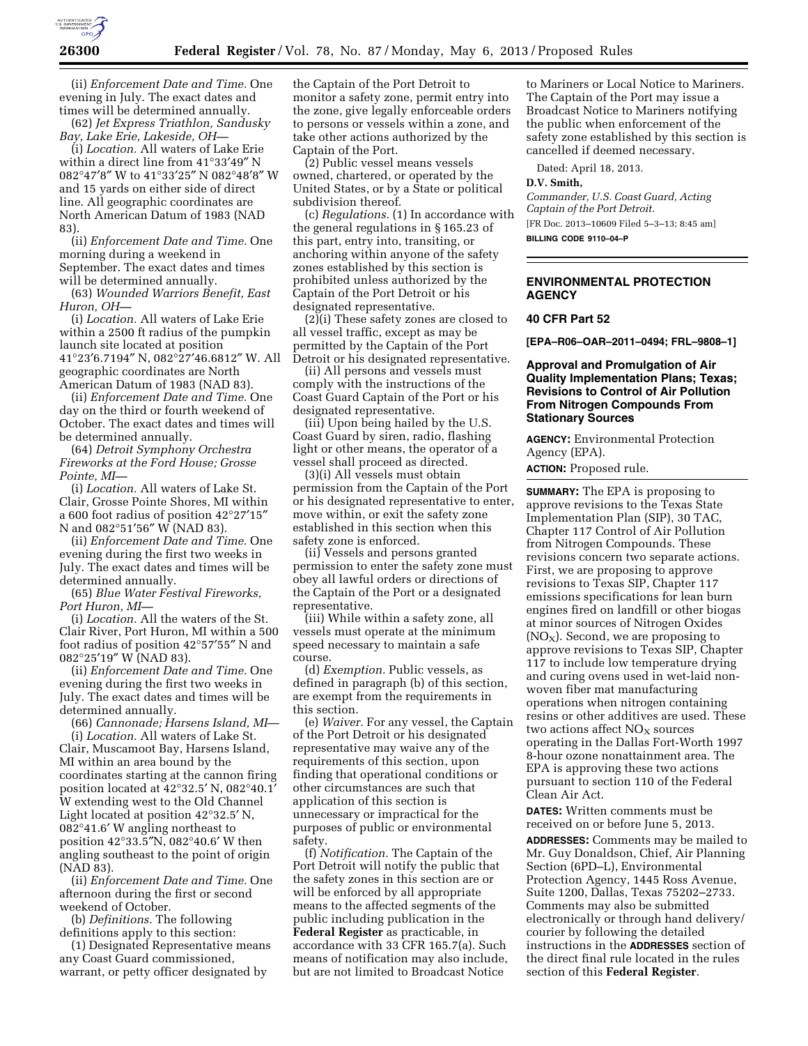(ii) *Enforcement Date and Time.* One evening in July. The exact dates and times will be determined annually.

(62) *Jet Express Triathlon, Sandusky Bay, Lake Erie, Lakeside, OH*—

(i) *Location.* All waters of Lake Erie within a direct line from 41°33′49″ N 082°47′8″ W to 41°33′25″ N 082°48′8″ W and 15 yards on either side of direct line. All geographic coordinates are North American Datum of 1983 (NAD 83).

(ii) *Enforcement Date and Time.* One morning during a weekend in September. The exact dates and times will be determined annually.

(63) *Wounded Warriors Benefit, East Huron, OH*—

(i) *Location.* All waters of Lake Erie within a 2500 ft radius of the pumpkin launch site located at position 41°23′6.7194″ N, 082°27′46.6812″ W. All geographic coordinates are North American Datum of 1983 (NAD 83).

(ii) *Enforcement Date and Time.* One day on the third or fourth weekend of October. The exact dates and times will be determined annually.

(64) *Detroit Symphony Orchestra Fireworks at the Ford House; Grosse Pointe, MI*—

(i) *Location.* All waters of Lake St. Clair, Grosse Pointe Shores, MI within a 600 foot radius of position 42°27′15″ N and 082°51′56″ W (NAD 83).

(ii) *Enforcement Date and Time.* One evening during the first two weeks in July. The exact dates and times will be determined annually.

(65) *Blue Water Festival Fireworks, Port Huron, MI*—

(i) *Location.* All the waters of the St. Clair River, Port Huron, MI within a 500 foot radius of position 42°57′55″ N and 082°25′19″ W (NAD 83).

(ii) *Enforcement Date and Time.* One evening during the first two weeks in July. The exact dates and times will be determined annually.

(66) *Cannonade; Harsens Island, MI*—

(i) *Location.* All waters of Lake St. Clair, Muscamoot Bay, Harsens Island, MI within an area bound by the coordinates starting at the cannon firing position located at 42°32.5′ N, 082°40.1′ W extending west to the Old Channel Light located at position 42°32.5′ N, 082°41.6′ W angling northeast to position 42°33.5″N, 082°40.6′ W then angling southeast to the point of origin (NAD 83).

(ii) *Enforcement Date and Time.* One afternoon during the first or second weekend of October.

(b) *Definitions.* The following definitions apply to this section:

(1) Designated Representative means any Coast Guard commissioned, warrant, or petty officer designated by the Captain of the Port Detroit to monitor a safety zone, permit entry into the zone, give legally enforceable orders to persons or vessels within a zone, and take other actions authorized by the Captain of the Port.

(2) Public vessel means vessels owned, chartered, or operated by the United States, or by a State or political subdivision thereof.

(c) *Regulations.* (1) In accordance with the general regulations in § 165.23 of this part, entry into, transiting, or anchoring within anyone of the safety zones established by this section is prohibited unless authorized by the Captain of the Port Detroit or his designated representative.

(2)(i) These safety zones are closed to all vessel traffic, except as may be permitted by the Captain of the Port Detroit or his designated representative.

(ii) All persons and vessels must comply with the instructions of the Coast Guard Captain of the Port or his designated representative.

(iii) Upon being hailed by the U.S. Coast Guard by siren, radio, flashing light or other means, the operator of a vessel shall proceed as directed.

(3)(i) All vessels must obtain permission from the Captain of the Port or his designated representative to enter, move within, or exit the safety zone established in this section when this safety zone is enforced.

(ii) Vessels and persons granted permission to enter the safety zone must obey all lawful orders or directions of the Captain of the Port or a designated representative.

(iii) While within a safety zone, all vessels must operate at the minimum speed necessary to maintain a safe course.

(d) *Exemption.* Public vessels, as defined in paragraph (b) of this section, are exempt from the requirements in this section.

(e) *Waiver.* For any vessel, the Captain of the Port Detroit or his designated representative may waive any of the requirements of this section, upon finding that operational conditions or other circumstances are such that application of this section is unnecessary or impractical for the purposes of public or environmental safety.

(f) *Notification.* The Captain of the Port Detroit will notify the public that the safety zones in this section are or will be enforced by all appropriate means to the affected segments of the public including publication in the **Federal Register** as practicable, in accordance with 33 CFR 165.7(a). Such means of notification may also include, but are not limited to Broadcast Notice to Mariners or Local Notice to Mariners. The Captain of the Port may issue a Broadcast Notice to Mariners notifying the public when enforcement of the safety zone established by this section is cancelled if deemed necessary.

Dated: April 18, 2013.

**D.V. Smith,**

*Commander, U.S. Coast Guard, Acting Captain of the Port Detroit.*

[FR Doc. 2013–10609 Filed 5–3–13; 8:45 am]

**BILLING CODE 9110–04–P**

---

## ENVIRONMENTAL PROTECTION AGENCY

### 40 CFR Part 52

**[EPA–R06–OAR–2011–0494; FRL–9808–1]**

### Approval and Promulgation of Air Quality Implementation Plans; Texas; Revisions to Control of Air Pollution From Nitrogen Compounds From Stationary Sources

**AGENCY:** Environmental Protection Agency (EPA).

**ACTION:** Proposed rule.

**SUMMARY:** The EPA is proposing to approve revisions to the Texas State Implementation Plan (SIP), 30 TAC, Chapter 117 Control of Air Pollution from Nitrogen Compounds. These revisions concern two separate actions. First, we are proposing to approve revisions to Texas SIP, Chapter 117 emissions specifications for lean burn engines fired on landfill or other biogas at minor sources of Nitrogen Oxides ($NO_X$). Second, we are proposing to approve revisions to Texas SIP, Chapter 117 to include low temperature drying and curing ovens used in wet-laid non-woven fiber mat manufacturing operations when nitrogen containing resins or other additives are used. These two actions affect $NO_X$ sources operating in the Dallas Fort-Worth 1997 8-hour ozone nonattainment area. The EPA is approving these two actions pursuant to section 110 of the Federal Clean Air Act.

**DATES:** Written comments must be received on or before June 5, 2013.

**ADDRESSES:** Comments may be mailed to Mr. Guy Donaldson, Chief, Air Planning Section (6PD–L), Environmental Protection Agency, 1445 Ross Avenue, Suite 1200, Dallas, Texas 75202–2733. Comments may also be submitted electronically or through hand delivery/courier by following the detailed instructions in the **ADDRESSES** section of the direct final rule located in the rules section of this **Federal Register**.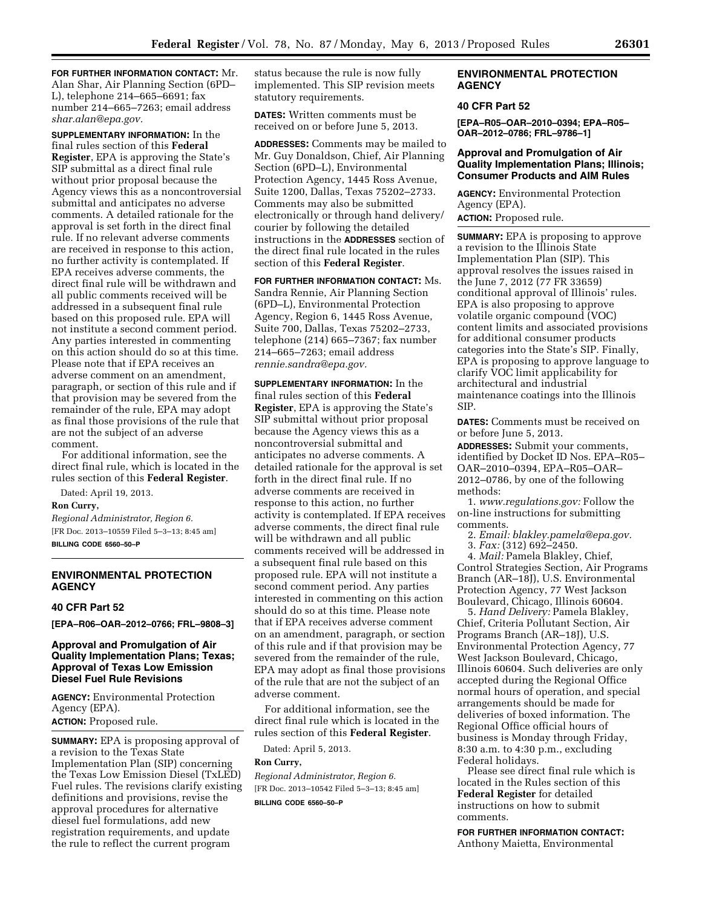**FOR FURTHER INFORMATION CONTACT:** Mr. Alan Shar, Air Planning Section (6PD–L), telephone 214–665–6691; fax number 214–665–7263; email address *shar.alan@epa.gov.*

**SUPPLEMENTARY INFORMATION:** In the final rules section of this **Federal Register**, EPA is approving the State's SIP submittal as a direct final rule without prior proposal because the Agency views this as a noncontroversial submittal and anticipates no adverse comments. A detailed rationale for the approval is set forth in the direct final rule. If no relevant adverse comments are received in response to this action, no further activity is contemplated. If EPA receives adverse comments, the direct final rule will be withdrawn and all public comments received will be addressed in a subsequent final rule based on this proposed rule. EPA will not institute a second comment period. Any parties interested in commenting on this action should do so at this time. Please note that if EPA receives an adverse comment on an amendment, paragraph, or section of this rule and if that provision may be severed from the remainder of the rule, EPA may adopt as final those provisions of the rule that are not the subject of an adverse comment.

For additional information, see the direct final rule, which is located in the rules section of this **Federal Register**.

Dated: April 19, 2013.

**Ron Curry,**

*Regional Administrator, Region 6.*

[FR Doc. 2013–10559 Filed 5–3–13; 8:45 am]

**BILLING CODE 6560–50–P**

## ENVIRONMENTAL PROTECTION AGENCY

### 40 CFR Part 52

**[EPA–R06–OAR–2012–0766; FRL–9808–3]**

### Approval and Promulgation of Air Quality Implementation Plans; Texas; Approval of Texas Low Emission Diesel Fuel Rule Revisions

**AGENCY:** Environmental Protection Agency (EPA).

**ACTION:** Proposed rule.

**SUMMARY:** EPA is proposing approval of a revision to the Texas State Implementation Plan (SIP) concerning the Texas Low Emission Diesel (TxLED) Fuel rules. The revisions clarify existing definitions and provisions, revise the approval procedures for alternative diesel fuel formulations, add new registration requirements, and update the rule to reflect the current program status because the rule is now fully implemented. This SIP revision meets statutory requirements.

**DATES:** Written comments must be received on or before June 5, 2013.

**ADDRESSES:** Comments may be mailed to Mr. Guy Donaldson, Chief, Air Planning Section (6PD–L), Environmental Protection Agency, 1445 Ross Avenue, Suite 1200, Dallas, Texas 75202–2733. Comments may also be submitted electronically or through hand delivery/courier by following the detailed instructions in the **ADDRESSES** section of the direct final rule located in the rules section of this **Federal Register**.

**FOR FURTHER INFORMATION CONTACT:** Ms. Sandra Rennie, Air Planning Section (6PD–L), Environmental Protection Agency, Region 6, 1445 Ross Avenue, Suite 700, Dallas, Texas 75202–2733, telephone (214) 665–7367; fax number 214–665–7263; email address *rennie.sandra@epa.gov.*

**SUPPLEMENTARY INFORMATION:** In the final rules section of this **Federal Register**, EPA is approving the State's SIP submittal without prior proposal because the Agency views this as a noncontroversial submittal and anticipates no adverse comments. A detailed rationale for the approval is set forth in the direct final rule. If no adverse comments are received in response to this action, no further activity is contemplated. If EPA receives adverse comments, the direct final rule will be withdrawn and all public comments received will be addressed in a subsequent final rule based on this proposed rule. EPA will not institute a second comment period. Any parties interested in commenting on this action should do so at this time. Please note that if EPA receives adverse comment on an amendment, paragraph, or section of this rule and if that provision may be severed from the remainder of the rule, EPA may adopt as final those provisions of the rule that are not the subject of an adverse comment.

For additional information, see the direct final rule which is located in the rules section of this **Federal Register**.

Dated: April 5, 2013.

**Ron Curry,**

*Regional Administrator, Region 6.*

[FR Doc. 2013–10542 Filed 5–3–13; 8:45 am]

**BILLING CODE 6560–50–P**

## ENVIRONMENTAL PROTECTION AGENCY

### 40 CFR Part 52

**[EPA–R05–OAR–2010–0394; EPA–R05–OAR–2012–0786; FRL–9786–1]**

### Approval and Promulgation of Air Quality Implementation Plans; Illinois; Consumer Products and AIM Rules

**AGENCY:** Environmental Protection Agency (EPA).

**ACTION:** Proposed rule.

**SUMMARY:** EPA is proposing to approve a revision to the Illinois State Implementation Plan (SIP). This approval resolves the issues raised in the June 7, 2012 (77 FR 33659) conditional approval of Illinois' rules. EPA is also proposing to approve volatile organic compound (VOC) content limits and associated provisions for additional consumer products categories into the State's SIP. Finally, EPA is proposing to approve language to clarify VOC limit applicability for architectural and industrial maintenance coatings into the Illinois SIP.

**DATES:** Comments must be received on or before June 5, 2013.

**ADDRESSES:** Submit your comments, identified by Docket ID Nos. EPA–R05–OAR–2010–0394, EPA–R05–OAR–2012–0786, by one of the following methods:

1. *www.regulations.gov:* Follow the on-line instructions for submitting comments.
2. *Email: blakley.pamela@epa.gov.*
3. *Fax:* (312) 692–2450.
4. *Mail:* Pamela Blakley, Chief, Control Strategies Section, Air Programs Branch (AR–18J), U.S. Environmental Protection Agency, 77 West Jackson Boulevard, Chicago, Illinois 60604.
5. *Hand Delivery:* Pamela Blakley, Chief, Criteria Pollutant Section, Air Programs Branch (AR–18J), U.S. Environmental Protection Agency, 77 West Jackson Boulevard, Chicago, Illinois 60604. Such deliveries are only accepted during the Regional Office normal hours of operation, and special arrangements should be made for deliveries of boxed information. The Regional Office official hours of business is Monday through Friday, 8:30 a.m. to 4:30 p.m., excluding Federal holidays.

Please see direct final rule which is located in the Rules section of this **Federal Register** for detailed instructions on how to submit comments.

**FOR FURTHER INFORMATION CONTACT:** Anthony Maietta, Environmental